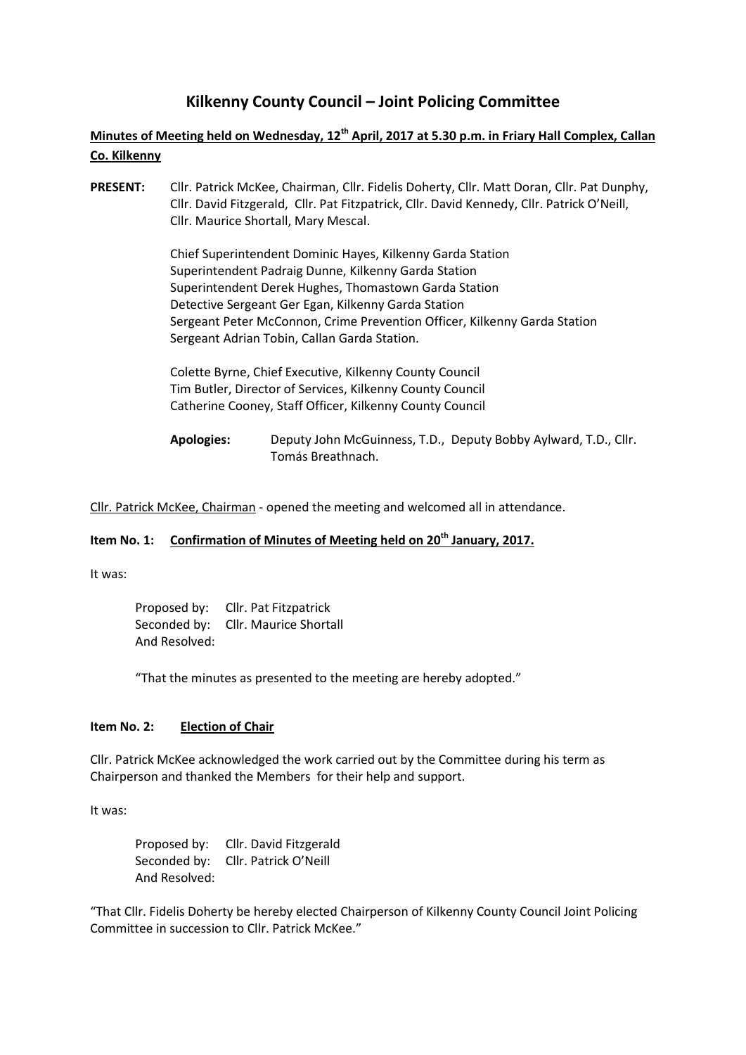# Kilkenny County Council – Joint Policing Committee

**Minutes of Meeting held on Wednesday, 12th April, 2017 at 5.30 p.m. in Friary Hall Complex, Callan Co. Kilkenny**

**PRESENT:** Cllr. Patrick McKee, Chairman, Cllr. Fidelis Doherty, Cllr. Matt Doran, Cllr. Pat Dunphy, Cllr. David Fitzgerald, Cllr. Pat Fitzpatrick, Cllr. David Kennedy, Cllr. Patrick O'Neill, Cllr. Maurice Shortall, Mary Mescal.

Chief Superintendent Dominic Hayes, Kilkenny Garda Station
Superintendent Padraig Dunne, Kilkenny Garda Station
Superintendent Derek Hughes, Thomastown Garda Station
Detective Sergeant Ger Egan, Kilkenny Garda Station
Sergeant Peter McConnon, Crime Prevention Officer, Kilkenny Garda Station
Sergeant Adrian Tobin, Callan Garda Station.

Colette Byrne, Chief Executive, Kilkenny County Council
Tim Butler, Director of Services, Kilkenny County Council
Catherine Cooney, Staff Officer, Kilkenny County Council

**Apologies:** Deputy John McGuinness, T.D., Deputy Bobby Aylward, T.D., Cllr. Tomás Breathnach.

Cllr. Patrick McKee, Chairman - opened the meeting and welcomed all in attendance.

**Item No. 1: Confirmation of Minutes of Meeting held on 20th January, 2017.**

It was:

Proposed by: Cllr. Pat Fitzpatrick
Seconded by: Cllr. Maurice Shortall
And Resolved:

"That the minutes as presented to the meeting are hereby adopted."

**Item No. 2: Election of Chair**

Cllr. Patrick McKee acknowledged the work carried out by the Committee during his term as Chairperson and thanked the Members for their help and support.

It was:

Proposed by: Cllr. David Fitzgerald
Seconded by: Cllr. Patrick O'Neill
And Resolved:

"That Cllr. Fidelis Doherty be hereby elected Chairperson of Kilkenny County Council Joint Policing Committee in succession to Cllr. Patrick McKee."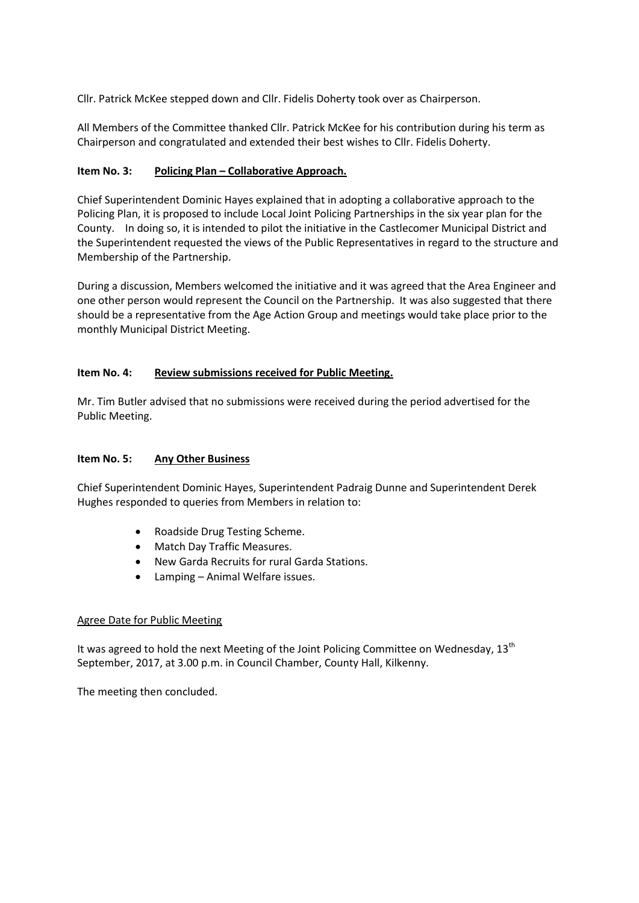Cllr. Patrick McKee stepped down and Cllr. Fidelis Doherty took over as Chairperson.

All Members of the Committee thanked Cllr. Patrick McKee for his contribution during his term as Chairperson and congratulated and extended their best wishes to Cllr. Fidelis Doherty.

**Item No. 3: <u>Policing Plan – Collaborative Approach.</u>**

Chief Superintendent Dominic Hayes explained that in adopting a collaborative approach to the Policing Plan, it is proposed to include Local Joint Policing Partnerships in the six year plan for the County. In doing so, it is intended to pilot the initiative in the Castlecomer Municipal District and the Superintendent requested the views of the Public Representatives in regard to the structure and Membership of the Partnership.

During a discussion, Members welcomed the initiative and it was agreed that the Area Engineer and one other person would represent the Council on the Partnership. It was also suggested that there should be a representative from the Age Action Group and meetings would take place prior to the monthly Municipal District Meeting.

**Item No. 4: <u>Review submissions received for Public Meeting.</u>**

Mr. Tim Butler advised that no submissions were received during the period advertised for the Public Meeting.

**Item No. 5: <u>Any Other Business</u>**

Chief Superintendent Dominic Hayes, Superintendent Padraig Dunne and Superintendent Derek Hughes responded to queries from Members in relation to:

- Roadside Drug Testing Scheme.
- Match Day Traffic Measures.
- New Garda Recruits for rural Garda Stations.
- Lamping – Animal Welfare issues.

<u>Agree Date for Public Meeting</u>

It was agreed to hold the next Meeting of the Joint Policing Committee on Wednesday, 13th September, 2017, at 3.00 p.m. in Council Chamber, County Hall, Kilkenny.

The meeting then concluded.